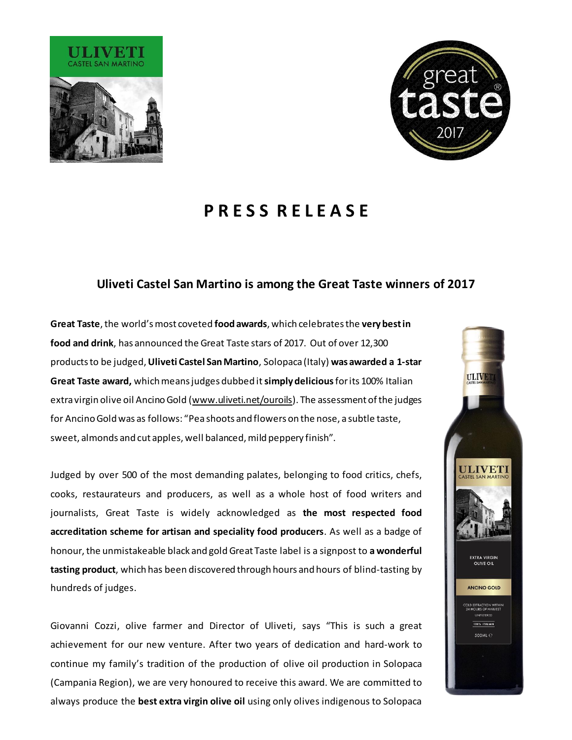# PRESS RELEASE

## Uliveti Castel San Martino is among the Great Taste winners of 2017

**Great Taste**, the world's most coveted **food awards**, which celebrates the **very best in food and drink**, has announced the Great Taste stars of 2017. Out of over 12,300 products to be judged, **Uliveti Castel San Martino**, Solopaca (Italy) **was awarded a 1-star Great Taste award,** which means judges dubbed it **simply delicious** for its 100% Italian extra virgin olive oil Ancino Gold (www.uliveti.net/ouroils). The assessment of the judges for Ancino Gold was as follows: "Pea shoots and flowers on the nose, a subtle taste, sweet, almonds and cut apples, well balanced, mild peppery finish".

Judged by over 500 of the most demanding palates, belonging to food critics, chefs, cooks, restaurateurs and producers, as well as a whole host of food writers and journalists, Great Taste is widely acknowledged as **the most respected food accreditation scheme for artisan and speciality food producers**. As well as a badge of honour, the unmistakeable black and gold Great Taste label is a signpost to **a wonderful tasting product**, which has been discovered through hours and hours of blind-tasting by hundreds of judges.

Giovanni Cozzi, olive farmer and Director of Uliveti, says "This is such a great achievement for our new venture. After two years of dedication and hard-work to continue my family's tradition of the production of olive oil production in Solopaca (Campania Region), we are very honoured to receive this award. We are committed to always produce the **best extra virgin olive oil** using only olives indigenous to Solopaca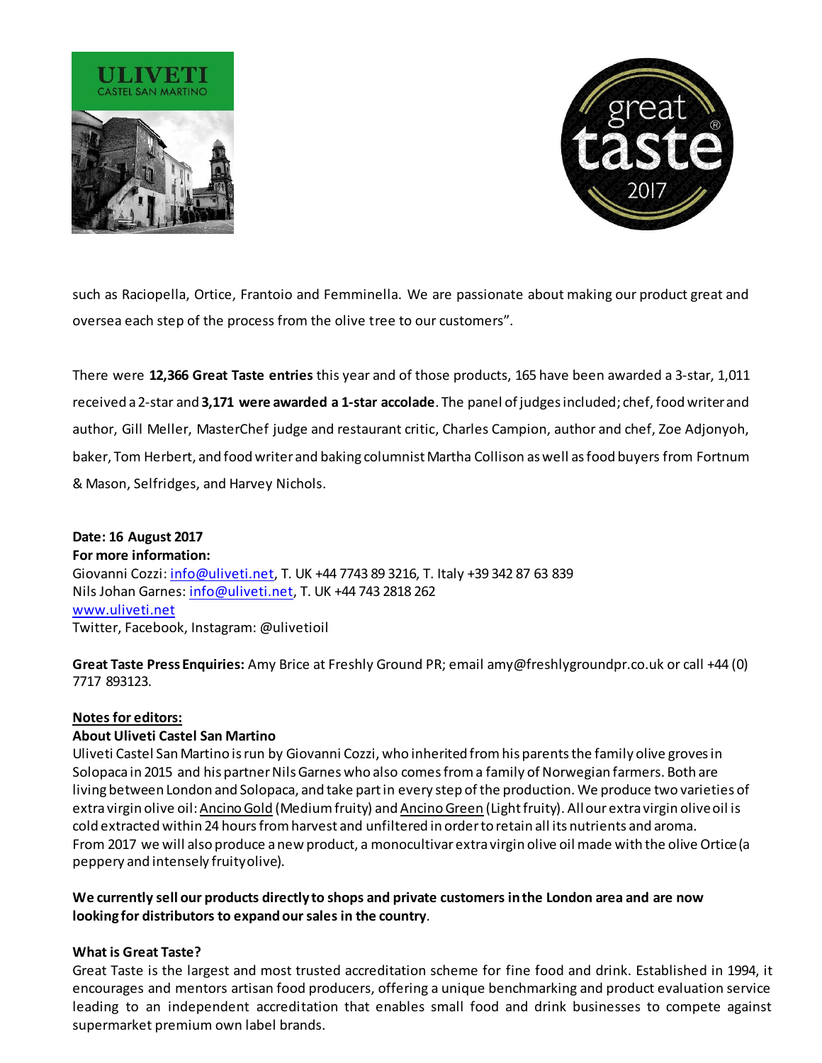such as Raciopella, Ortice, Frantoio and Femminella. We are passionate about making our product great and oversea each step of the process from the olive tree to our customers".

There were **12,366 Great Taste entries** this year and of those products, 165 have been awarded a 3-star, 1,011 received a 2-star and **3,171 were awarded a 1-star accolade**. The panel of judges included; chef, food writer and author, Gill Meller, MasterChef judge and restaurant critic, Charles Campion, author and chef, Zoe Adjonyoh, baker, Tom Herbert, and food writer and baking columnist Martha Collison as well as food buyers from Fortnum & Mason, Selfridges, and Harvey Nichols.

**Date: 16 August 2017**
**For more information:**
Giovanni Cozzi: info@uliveti.net, T. UK +44 7743 89 3216, T. Italy +39 342 87 63 839
Nils Johan Garnes: info@uliveti.net, T. UK +44 743 2818 262
www.uliveti.net
Twitter, Facebook, Instagram: @ulivetioil

**Great Taste Press Enquiries:** Amy Brice at Freshly Ground PR; email amy@freshlygroundpr.co.uk or call +44 (0) 7717 893123.

**Notes for editors:**

**About Uliveti Castel San Martino**

Uliveti Castel San Martino is run by Giovanni Cozzi, who inherited from his parents the family olive groves in Solopaca in 2015 and his partner Nils Garnes who also comes from a family of Norwegian farmers. Both are living between London and Solopaca, and take part in every step of the production. We produce two varieties of extra virgin olive oil: Ancino Gold (Medium fruity) and Ancino Green (Light fruity). All our extra virgin olive oil is cold extracted within 24 hours from harvest and unfiltered in order to retain all its nutrients and aroma. From 2017 we will also produce a new product, a monocultivar extra virgin olive oil made with the olive Ortice (a peppery and intensely fruity olive).

**We currently sell our products directly to shops and private customers in the London area and are now looking for distributors to expand our sales in the country**.

**What is Great Taste?**

Great Taste is the largest and most trusted accreditation scheme for fine food and drink. Established in 1994, it encourages and mentors artisan food producers, offering a unique benchmarking and product evaluation service leading to an independent accreditation that enables small food and drink businesses to compete against supermarket premium own label brands.